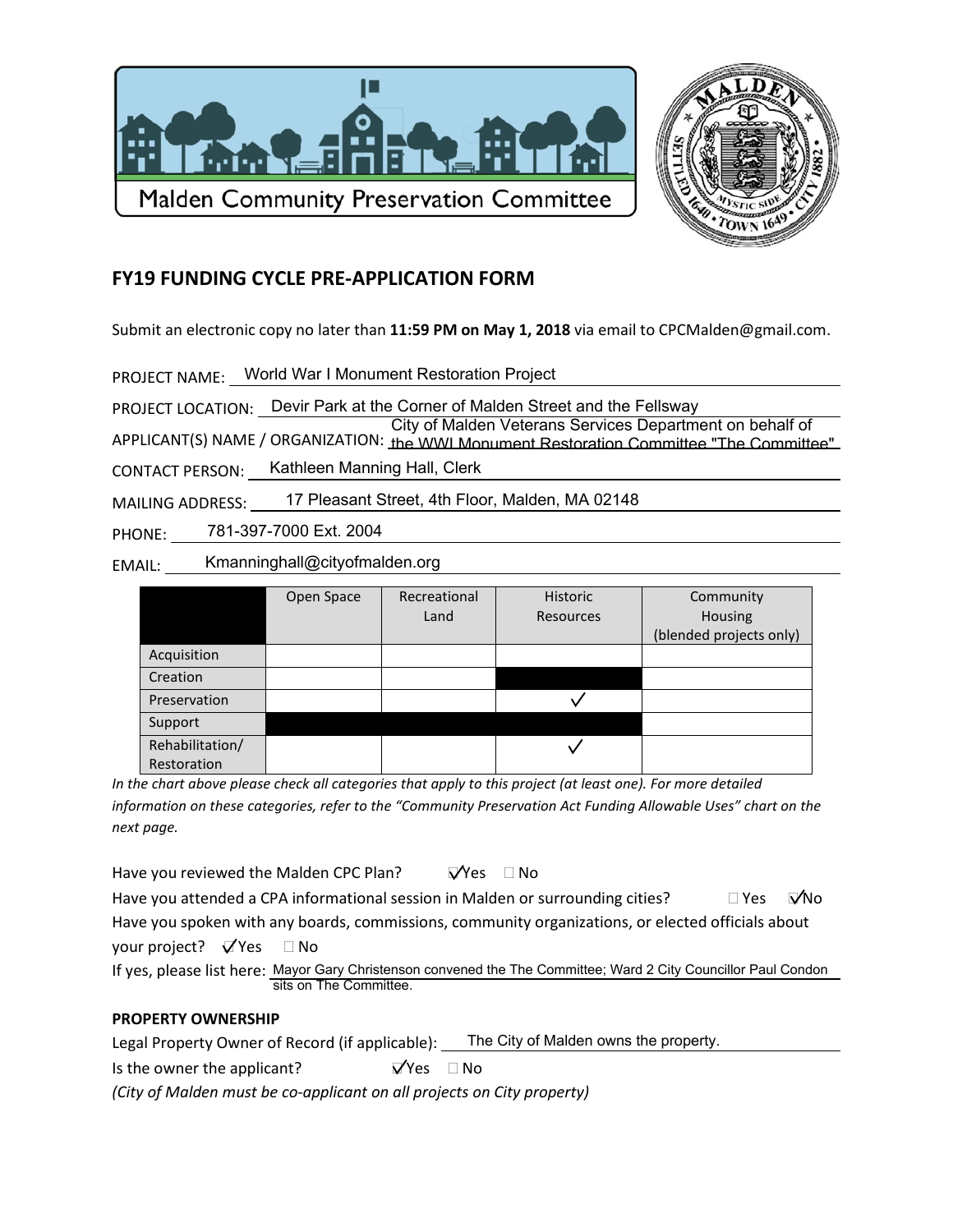Malden Community Preservation Committee

## FY19 FUNDING CYCLE PRE-APPLICATION FORM

Submit an electronic copy no later than **11:59 PM on May 1, 2018** via email to CPCMalden@gmail.com.

PROJECT NAME: World War I Monument Restoration Project

PROJECT LOCATION: Devir Park at the Corner of Malden Street and the Fellsway

APPLICANT(S) NAME / ORGANIZATION: City of Malden Veterans Services Department on behalf of the WWI Monument Restoration Committee "The Committee"

CONTACT PERSON: Kathleen Manning Hall, Clerk

MAILING ADDRESS: 17 Pleasant Street, 4th Floor, Malden, MA 02148

PHONE: 781-397-7000 Ext. 2004

EMAIL: Kmanninghall@cityofmalden.org

| | Open Space | Recreational Land | Historic Resources | Community Housing (blended projects only) |
|---|---|---|---|---|
| Acquisition | | | | |
| Creation | | | | |
| Preservation | | | ✓ | |
| Support | | | | |
| Rehabilitation/ Restoration | | | ✓ | |

*In the chart above please check all categories that apply to this project (at least one). For more detailed information on these categories, refer to the "Community Preservation Act Funding Allowable Uses" chart on the next page.*

Have you reviewed the Malden CPC Plan? ☑ Yes ☐ No

Have you attended a CPA informational session in Malden or surrounding cities? ☐ Yes ☑ No

Have you spoken with any boards, commissions, community organizations, or elected officials about your project? ☑ Yes ☐ No

If yes, please list here: Mayor Gary Christenson convened the The Committee; Ward 2 City Councillor Paul Condon sits on The Committee.

**PROPERTY OWNERSHIP**

Legal Property Owner of Record (if applicable): The City of Malden owns the property.

Is the owner the applicant? ☑ Yes ☐ No

*(City of Malden must be co-applicant on all projects on City property)*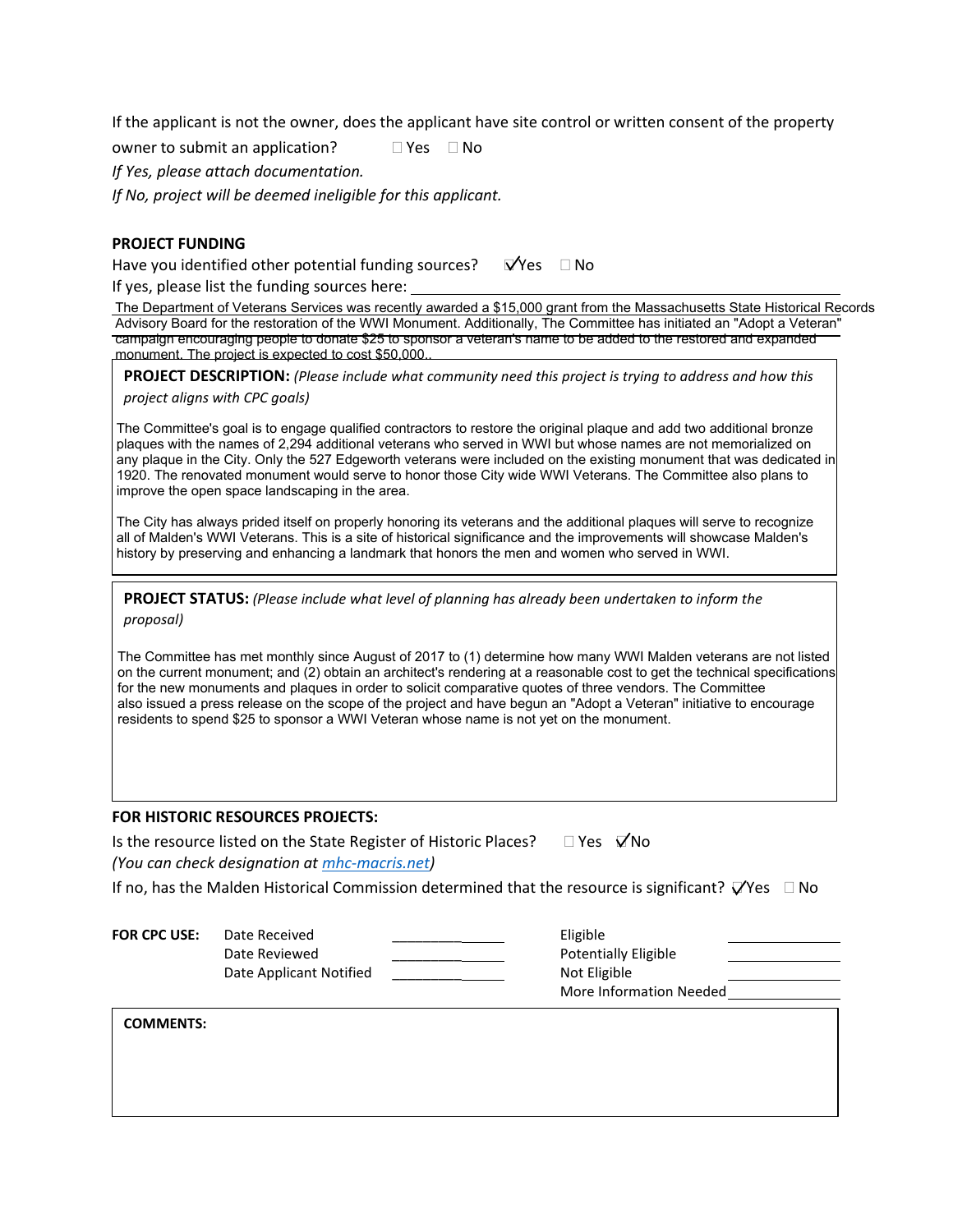If the applicant is not the owner, does the applicant have site control or written consent of the property owner to submit an application? ☐ Yes ☐ No

*If Yes, please attach documentation.*

*If No, project will be deemed ineligible for this applicant.*

**PROJECT FUNDING**

Have you identified other potential funding sources? ☑ Yes ☐ No

If yes, please list the funding sources here:

The Department of Veterans Services was recently awarded a $15,000 grant from the Massachusetts State Historical Records Advisory Board for the restoration of the WWI Monument. Additionally, The Committee has initiated an "Adopt a Veteran" campaign encouraging people to donate $25 to sponsor a veteran's name to be added to the restored and expanded monument. The project is expected to cost $50,000..

**PROJECT DESCRIPTION:** *(Please include what community need this project is trying to address and how this project aligns with CPC goals)*

The Committee's goal is to engage qualified contractors to restore the original plaque and add two additional bronze plaques with the names of 2,294 additional veterans who served in WWI but whose names are not memorialized on any plaque in the City. Only the 527 Edgeworth veterans were included on the existing monument that was dedicated in 1920. The renovated monument would serve to honor those City wide WWI Veterans. The Committee also plans to improve the open space landscaping in the area.

The City has always prided itself on properly honoring its veterans and the additional plaques will serve to recognize all of Malden's WWI Veterans. This is a site of historical significance and the improvements will showcase Malden's history by preserving and enhancing a landmark that honors the men and women who served in WWI.

**PROJECT STATUS:** *(Please include what level of planning has already been undertaken to inform the proposal)*

The Committee has met monthly since August of 2017 to (1) determine how many WWI Malden veterans are not listed on the current monument; and (2) obtain an architect's rendering at a reasonable cost to get the technical specifications for the new monuments and plaques in order to solicit comparative quotes of three vendors. The Committee also issued a press release on the scope of the project and have begun an "Adopt a Veteran" initiative to encourage residents to spend $25 to sponsor a WWI Veteran whose name is not yet on the monument.

**FOR HISTORIC RESOURCES PROJECTS:**

Is the resource listed on the State Register of Historic Places? ☐ Yes ☑ No

*(You can check designation at mhc-macris.net)*

If no, has the Malden Historical Commission determined that the resource is significant? ☑ Yes ☐ No

| | | | |
|---|---|---|---|
| **FOR CPC USE:** Date Received | ________ | Eligible | ________ |
| Date Reviewed | ________ | Potentially Eligible | ________ |
| Date Applicant Notified | ________ | Not Eligible | ________ |
| | | More Information Needed | ________ |

**COMMENTS:**